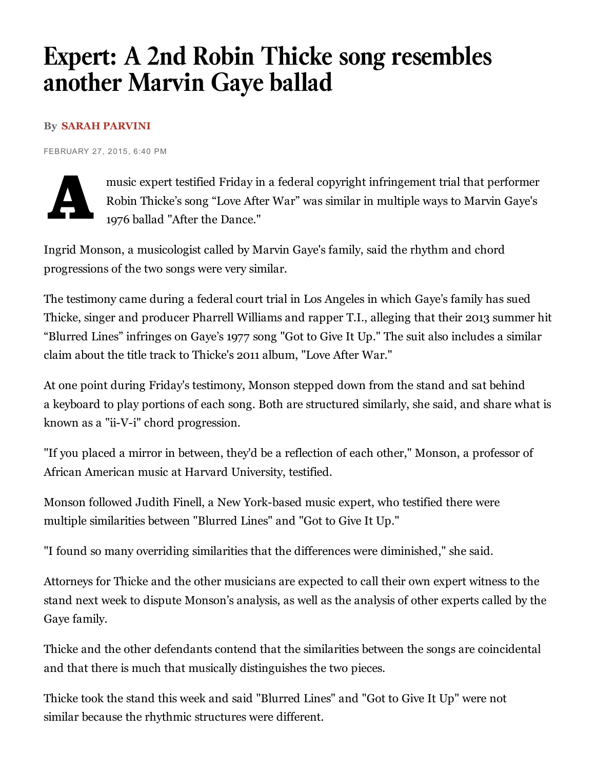# Expert: A 2nd Robin Thicke song resembles another Marvin Gaye ballad

**By SARAH PARVINI**

FEBRUARY 27, 2015, 6:40 PM

A music expert testified Friday in a federal copyright infringement trial that performer Robin Thicke's song "Love After War" was similar in multiple ways to Marvin Gaye's 1976 ballad "After the Dance."

Ingrid Monson, a musicologist called by Marvin Gaye's family, said the rhythm and chord progressions of the two songs were very similar.

The testimony came during a federal court trial in Los Angeles in which Gaye's family has sued Thicke, singer and producer Pharrell Williams and rapper T.I., alleging that their 2013 summer hit "Blurred Lines" infringes on Gaye's 1977 song "Got to Give It Up." The suit also includes a similar claim about the title track to Thicke's 2011 album, "Love After War."

At one point during Friday's testimony, Monson stepped down from the stand and sat behind a keyboard to play portions of each song. Both are structured similarly, she said, and share what is known as a "ii-V-i" chord progression.

"If you placed a mirror in between, they'd be a reflection of each other," Monson, a professor of African American music at Harvard University, testified.

Monson followed Judith Finell, a New York-based music expert, who testified there were multiple similarities between "Blurred Lines" and "Got to Give It Up."

"I found so many overriding similarities that the differences were diminished," she said.

Attorneys for Thicke and the other musicians are expected to call their own expert witness to the stand next week to dispute Monson's analysis, as well as the analysis of other experts called by the Gaye family.

Thicke and the other defendants contend that the similarities between the songs are coincidental and that there is much that musically distinguishes the two pieces.

Thicke took the stand this week and said "Blurred Lines" and "Got to Give It Up" were not similar because the rhythmic structures were different.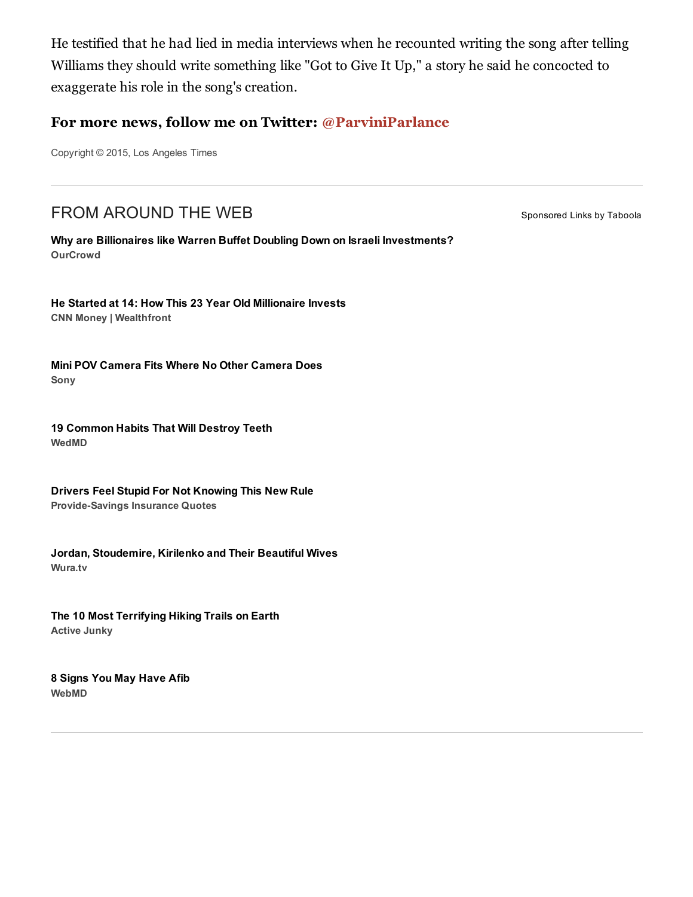He testified that he had lied in media interviews when he recounted writing the song after telling Williams they should write something like "Got to Give It Up," a story he said he concocted to exaggerate his role in the song's creation.

**For more news, follow me on Twitter: @ParviniParlance**

Copyright © 2015, Los Angeles Times

---

## FROM AROUND THE WEB

Sponsored Links by Taboola

**Why are Billionaires like Warren Buffet Doubling Down on Israeli Investments?**
**OurCrowd**

**He Started at 14: How This 23 Year Old Millionaire Invests**
**CNN Money | Wealthfront**

**Mini POV Camera Fits Where No Other Camera Does**
**Sony**

**19 Common Habits That Will Destroy Teeth**
**WedMD**

**Drivers Feel Stupid For Not Knowing This New Rule**
**Provide-Savings Insurance Quotes**

**Jordan, Stoudemire, Kirilenko and Their Beautiful Wives**
**Wura.tv**

**The 10 Most Terrifying Hiking Trails on Earth**
**Active Junky**

**8 Signs You May Have Afib**
**WebMD**